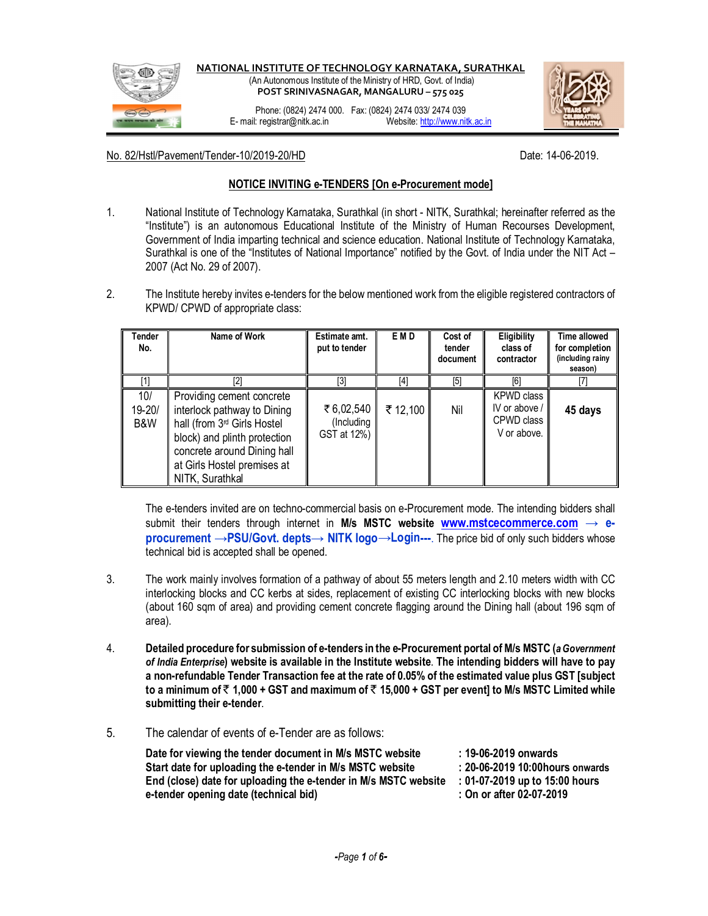**NATIONAL INSTITUTE OF TECHNOLOGY KARNATAKA, SURATHKAL**

(An Autonomous Institute of the Ministry of HRD, Govt. of India)

**POST SRINIVASNAGAR, MANGALURU – 575 025**

Phone: (0824) 2474 000. Fax: (0824) 2474 033/ 2474 039

E- mail: registrar@nitk.ac.in Website: http://www.nitk.ac.in

No. 82/Hstl/Pavement/Tender-10/2019-20/HD Date: 14-06-2019.

## NOTICE INVITING e-TENDERS [On e-Procurement mode]

1. National Institute of Technology Karnataka, Surathkal (in short - NITK, Surathkal; hereinafter referred as the "Institute") is an autonomous Educational Institute of the Ministry of Human Recourses Development, Government of India imparting technical and science education. National Institute of Technology Karnataka, Surathkal is one of the "Institutes of National Importance" notified by the Govt. of India under the NIT Act – 2007 (Act No. 29 of 2007).

2. The Institute hereby invites e-tenders for the below mentioned work from the eligible registered contractors of KPWD/ CPWD of appropriate class:

| Tender No. | Name of Work | Estimate amt. put to tender | E M D | Cost of tender document | Eligibility class of contractor | Time allowed for completion (including rainy season) |
|---|---|---|---|---|---|---|
| [1] | [2] | [3] | [4] | [5] | [6] | [7] |
| 10/ 19-20/ B&W | Providing cement concrete interlock pathway to Dining hall (from 3rd Girls Hostel block) and plinth protection concrete around Dining hall at Girls Hostel premises at NITK, Surathkal | ₹ 6,02,540 (Including GST at 12%) | ₹ 12,100 | Nil | KPWD class IV or above / CPWD class V or above. | **45 days** |

The e-tenders invited are on techno-commercial basis on e-Procurement mode. The intending bidders shall submit their tenders through internet in **M/s MSTC website** **www.mstcecommerce.com → e-procurement →PSU/Govt. depts→ NITK logo→Login---**. The price bid of only such bidders whose technical bid is accepted shall be opened.

3. The work mainly involves formation of a pathway of about 55 meters length and 2.10 meters width with CC interlocking blocks and CC kerbs at sides, replacement of existing CC interlocking blocks with new blocks (about 160 sqm of area) and providing cement concrete flagging around the Dining hall (about 196 sqm of area).

4. **Detailed procedure for submission of e-tenders in the e-Procurement portal of M/s MSTC (*a Government of India Enterprise*) website is available in the Institute website. The intending bidders will have to pay a non-refundable Tender Transaction fee at the rate of 0.05% of the estimated value plus GST [subject to a minimum of ₹ 1,000 + GST and maximum of ₹ 15,000 + GST per event] to M/s MSTC Limited while submitting their e-tender.**

5. The calendar of events of e-Tender are as follows:

| | |
|---|---|
| **Date for viewing the tender document in M/s MSTC website** | **: 19-06-2019 onwards** |
| **Start date for uploading the e-tender in M/s MSTC website** | **: 20-06-2019 10:00hours onwards** |
| **End (close) date for uploading the e-tender in M/s MSTC website** | **: 01-07-2019 up to 15:00 hours** |
| **e-tender opening date (technical bid)** | **: On or after 02-07-2019** |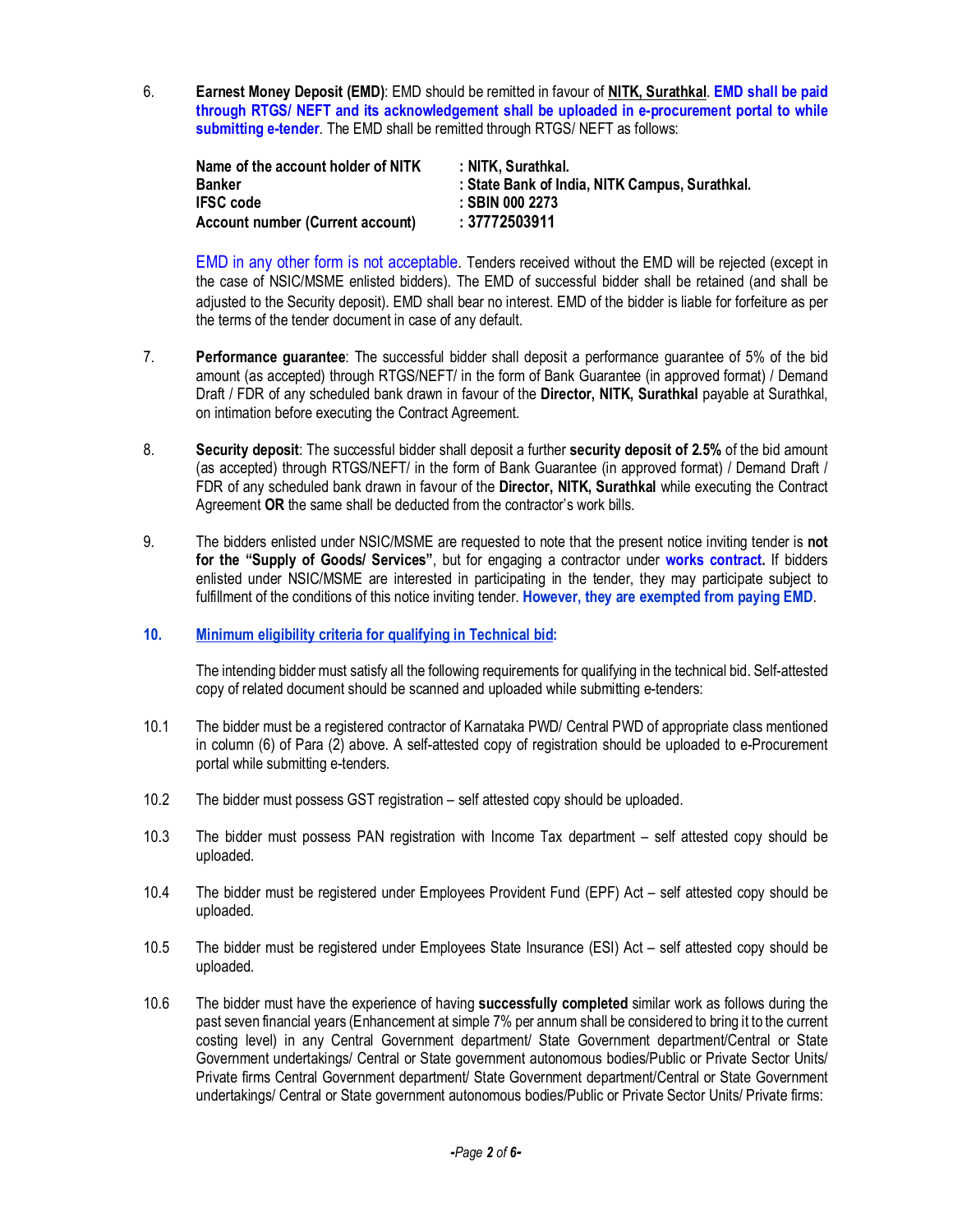6. **Earnest Money Deposit (EMD)**: EMD should be remitted in favour of **NITK, Surathkal**. **EMD shall be paid through RTGS/ NEFT and its acknowledgement shall be uploaded in e-procurement portal to while submitting e-tender**. The EMD shall be remitted through RTGS/ NEFT as follows:

| | |
|---|---|
| **Name of the account holder of NITK** | **: NITK, Surathkal.** |
| **Banker** | **: State Bank of India, NITK Campus, Surathkal.** |
| **IFSC code** | **: SBIN 000 2273** |
| **Account number (Current account)** | **: 37772503911** |

EMD in any other form is not acceptable. Tenders received without the EMD will be rejected (except in the case of NSIC/MSME enlisted bidders). The EMD of successful bidder shall be retained (and shall be adjusted to the Security deposit). EMD shall bear no interest. EMD of the bidder is liable for forfeiture as per the terms of the tender document in case of any default.

7. **Performance guarantee**: The successful bidder shall deposit a performance guarantee of 5% of the bid amount (as accepted) through RTGS/NEFT/ in the form of Bank Guarantee (in approved format) / Demand Draft / FDR of any scheduled bank drawn in favour of the **Director, NITK, Surathkal** payable at Surathkal, on intimation before executing the Contract Agreement.

8. **Security deposit**: The successful bidder shall deposit a further **security deposit of 2.5%** of the bid amount (as accepted) through RTGS/NEFT/ in the form of Bank Guarantee (in approved format) / Demand Draft / FDR of any scheduled bank drawn in favour of the **Director, NITK, Surathkal** while executing the Contract Agreement **OR** the same shall be deducted from the contractor's work bills.

9. The bidders enlisted under NSIC/MSME are requested to note that the present notice inviting tender is **not for the "Supply of Goods/ Services"**, but for engaging a contractor under **works contract.** If bidders enlisted under NSIC/MSME are interested in participating in the tender, they may participate subject to fulfillment of the conditions of this notice inviting tender. **However, they are exempted from paying EMD**.

## 10. Minimum eligibility criteria for qualifying in Technical bid:

The intending bidder must satisfy all the following requirements for qualifying in the technical bid. Self-attested copy of related document should be scanned and uploaded while submitting e-tenders:

10.1 The bidder must be a registered contractor of Karnataka PWD/ Central PWD of appropriate class mentioned in column (6) of Para (2) above. A self-attested copy of registration should be uploaded to e-Procurement portal while submitting e-tenders.

10.2 The bidder must possess GST registration – self attested copy should be uploaded.

10.3 The bidder must possess PAN registration with Income Tax department – self attested copy should be uploaded.

10.4 The bidder must be registered under Employees Provident Fund (EPF) Act – self attested copy should be uploaded.

10.5 The bidder must be registered under Employees State Insurance (ESI) Act – self attested copy should be uploaded.

10.6 The bidder must have the experience of having **successfully completed** similar work as follows during the past seven financial years (Enhancement at simple 7% per annum shall be considered to bring it to the current costing level) in any Central Government department/ State Government department/Central or State Government undertakings/ Central or State government autonomous bodies/Public or Private Sector Units/ Private firms Central Government department/ State Government department/Central or State Government undertakings/ Central or State government autonomous bodies/Public or Private Sector Units/ Private firms: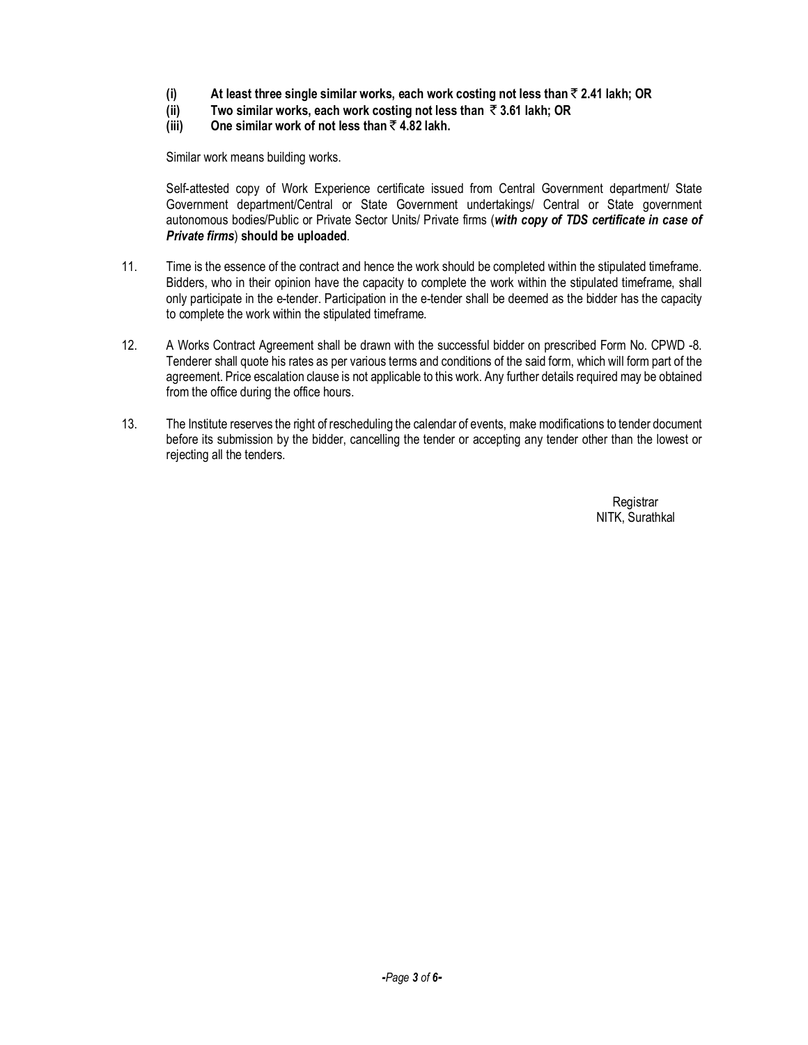- **(i) At least three single similar works, each work costing not less than ₹ 2.41 lakh; OR**
- **(ii) Two similar works, each work costing not less than ₹ 3.61 lakh; OR**
- **(iii) One similar work of not less than ₹ 4.82 lakh.**

Similar work means building works.

Self-attested copy of Work Experience certificate issued from Central Government department/ State Government department/Central or State Government undertakings/ Central or State government autonomous bodies/Public or Private Sector Units/ Private firms (***with copy of TDS certificate in case of Private firms***) **should be uploaded**.

11. Time is the essence of the contract and hence the work should be completed within the stipulated timeframe. Bidders, who in their opinion have the capacity to complete the work within the stipulated timeframe, shall only participate in the e-tender. Participation in the e-tender shall be deemed as the bidder has the capacity to complete the work within the stipulated timeframe.

12. A Works Contract Agreement shall be drawn with the successful bidder on prescribed Form No. CPWD -8. Tenderer shall quote his rates as per various terms and conditions of the said form, which will form part of the agreement. Price escalation clause is not applicable to this work. Any further details required may be obtained from the office during the office hours.

13. The Institute reserves the right of rescheduling the calendar of events, make modifications to tender document before its submission by the bidder, cancelling the tender or accepting any tender other than the lowest or rejecting all the tenders.

Registrar
NITK, Surathkal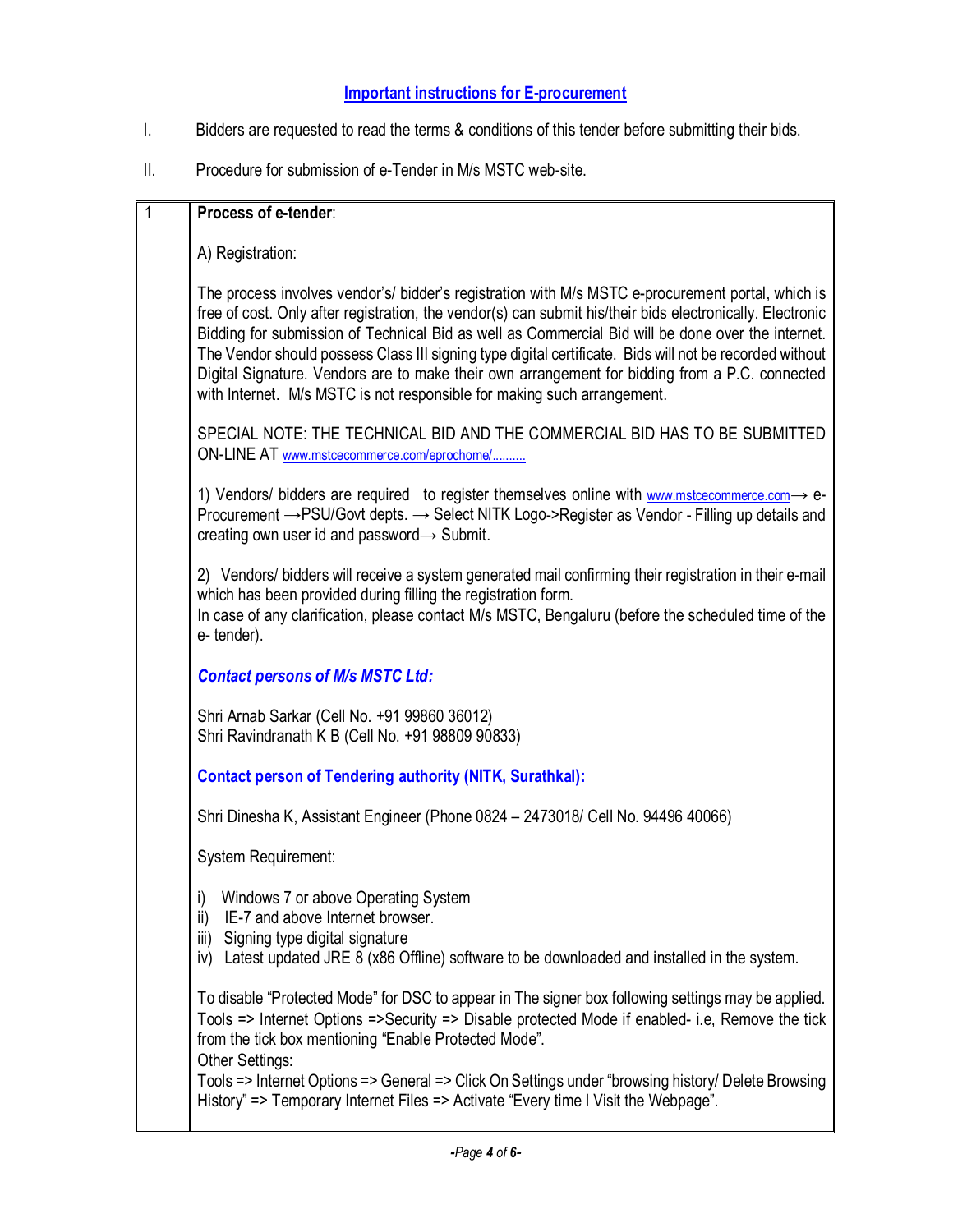## Important instructions for E-procurement

I. Bidders are requested to read the terms & conditions of this tender before submitting their bids.

II. Procedure for submission of e-Tender in M/s MSTC web-site.

| 1 | **Process of e-tender**: |
|---|---|

**1. Process of e-tender**:

A) Registration:

The process involves vendor's/ bidder's registration with M/s MSTC e-procurement portal, which is free of cost. Only after registration, the vendor(s) can submit his/their bids electronically. Electronic Bidding for submission of Technical Bid as well as Commercial Bid will be done over the internet. The Vendor should possess Class III signing type digital certificate. Bids will not be recorded without Digital Signature. Vendors are to make their own arrangement for bidding from a P.C. connected with Internet. M/s MSTC is not responsible for making such arrangement.

SPECIAL NOTE: THE TECHNICAL BID AND THE COMMERCIAL BID HAS TO BE SUBMITTED ON-LINE AT www.mstcecommerce.com/eprochome/..........

1) Vendors/ bidders are required to register themselves online with www.mstcecommerce.com→ e-Procurement →PSU/Govt depts. → Select NITK Logo->Register as Vendor - Filling up details and creating own user id and password→ Submit.

2) Vendors/ bidders will receive a system generated mail confirming their registration in their e-mail which has been provided during filling the registration form.
In case of any clarification, please contact M/s MSTC, Bengaluru (before the scheduled time of the e- tender).

***Contact persons of M/s MSTC Ltd:***

Shri Arnab Sarkar (Cell No. +91 99860 36012)
Shri Ravindranath K B (Cell No. +91 98809 90833)

**Contact person of Tendering authority (NITK, Surathkal):**

Shri Dinesha K, Assistant Engineer (Phone 0824 – 2473018/ Cell No. 94496 40066)

System Requirement:

i) Windows 7 or above Operating System
ii) IE-7 and above Internet browser.
iii) Signing type digital signature
iv) Latest updated JRE 8 (x86 Offline) software to be downloaded and installed in the system.

To disable "Protected Mode" for DSC to appear in The signer box following settings may be applied.
Tools => Internet Options =>Security => Disable protected Mode if enabled- i.e, Remove the tick from the tick box mentioning "Enable Protected Mode".
Other Settings:
Tools => Internet Options => General => Click On Settings under "browsing history/ Delete Browsing History" => Temporary Internet Files => Activate "Every time I Visit the Webpage".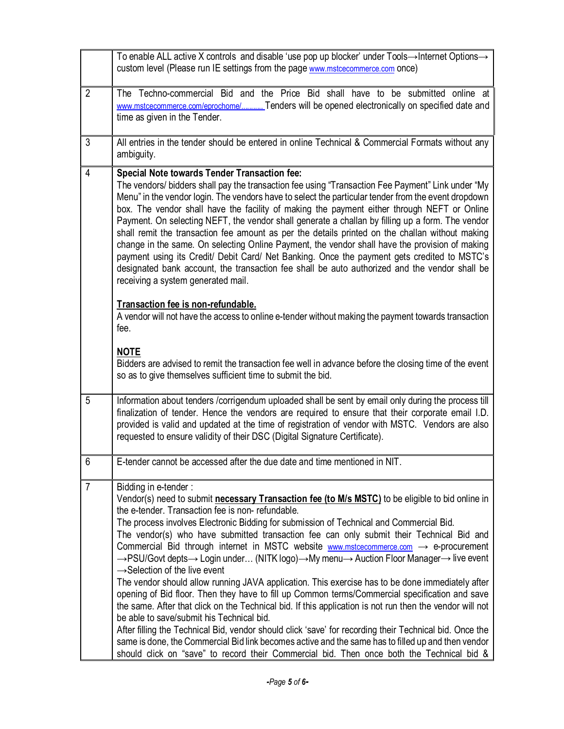| | |
|---|---|
| | To enable ALL active X controls and disable 'use pop up blocker' under Tools→Internet Options→ custom level (Please run IE settings from the page www.mstcecommerce.com once) |
| 2 | The Techno-commercial Bid and the Price Bid shall have to be submitted online at www.mstcecommerce.com/eprochome/........... Tenders will be opened electronically on specified date and time as given in the Tender. |
| 3 | All entries in the tender should be entered in online Technical & Commercial Formats without any ambiguity. |
| 4 | **Special Note towards Tender Transaction fee:**<br>The vendors/ bidders shall pay the transaction fee using "Transaction Fee Payment" Link under "My Menu" in the vendor login. The vendors have to select the particular tender from the event dropdown box. The vendor shall have the facility of making the payment either through NEFT or Online Payment. On selecting NEFT, the vendor shall generate a challan by filling up a form. The vendor shall remit the transaction fee amount as per the details printed on the challan without making change in the same. On selecting Online Payment, the vendor shall have the provision of making payment using its Credit/ Debit Card/ Net Banking. Once the payment gets credited to MSTC's designated bank account, the transaction fee shall be auto authorized and the vendor shall be receiving a system generated mail.<br><br>**Transaction fee is non-refundable.**<br>A vendor will not have the access to online e-tender without making the payment towards transaction fee.<br><br>**NOTE**<br>Bidders are advised to remit the transaction fee well in advance before the closing time of the event so as to give themselves sufficient time to submit the bid. |
| 5 | Information about tenders /corrigendum uploaded shall be sent by email only during the process till finalization of tender. Hence the vendors are required to ensure that their corporate email I.D. provided is valid and updated at the time of registration of vendor with MSTC. Vendors are also requested to ensure validity of their DSC (Digital Signature Certificate). |
| 6 | E-tender cannot be accessed after the due date and time mentioned in NIT. |
| 7 | Bidding in e-tender :<br>Vendor(s) need to submit **necessary Transaction fee (to M/s MSTC)** to be eligible to bid online in the e-tender. Transaction fee is non- refundable.<br>The process involves Electronic Bidding for submission of Technical and Commercial Bid.<br>The vendor(s) who have submitted transaction fee can only submit their Technical Bid and Commercial Bid through internet in MSTC website www.mstcecommerce.com → e-procurement →PSU/Govt depts→ Login under… (NITK logo)→My menu→ Auction Floor Manager→ live event →Selection of the live event<br>The vendor should allow running JAVA application. This exercise has to be done immediately after opening of Bid floor. Then they have to fill up Common terms/Commercial specification and save the same. After that click on the Technical bid. If this application is not run then the vendor will not be able to save/submit his Technical bid.<br>After filling the Technical Bid, vendor should click 'save' for recording their Technical bid. Once the same is done, the Commercial Bid link becomes active and the same has to filled up and then vendor should click on "save" to record their Commercial bid. Then once both the Technical bid & |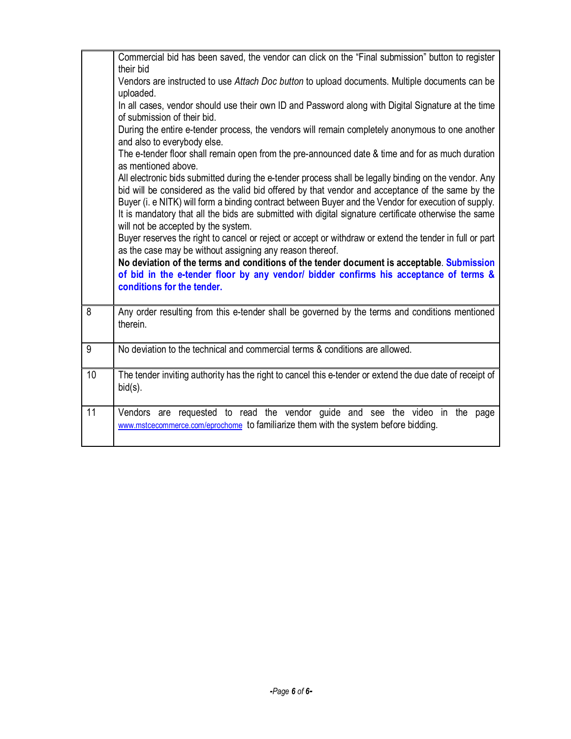| | |
|---|---|
| | Commercial bid has been saved, the vendor can click on the "Final submission" button to register their bid<br>Vendors are instructed to use *Attach Doc button* to upload documents. Multiple documents can be uploaded.<br>In all cases, vendor should use their own ID and Password along with Digital Signature at the time of submission of their bid.<br>During the entire e-tender process, the vendors will remain completely anonymous to one another and also to everybody else.<br>The e-tender floor shall remain open from the pre-announced date & time and for as much duration as mentioned above.<br>All electronic bids submitted during the e-tender process shall be legally binding on the vendor. Any bid will be considered as the valid bid offered by that vendor and acceptance of the same by the Buyer (i. e NITK) will form a binding contract between Buyer and the Vendor for execution of supply. It is mandatory that all the bids are submitted with digital signature certificate otherwise the same will not be accepted by the system.<br>Buyer reserves the right to cancel or reject or accept or withdraw or extend the tender in full or part as the case may be without assigning any reason thereof.<br>**No deviation of the terms and conditions of the tender document is acceptable**. **Submission of bid in the e-tender floor by any vendor/ bidder confirms his acceptance of terms & conditions for the tender.** |
| 8 | Any order resulting from this e-tender shall be governed by the terms and conditions mentioned therein. |
| 9 | No deviation to the technical and commercial terms & conditions are allowed. |
| 10 | The tender inviting authority has the right to cancel this e-tender or extend the due date of receipt of bid(s). |
| 11 | Vendors are requested to read the vendor guide and see the video in the page www.mstcecommerce.com/eprochome to familiarize them with the system before bidding. |